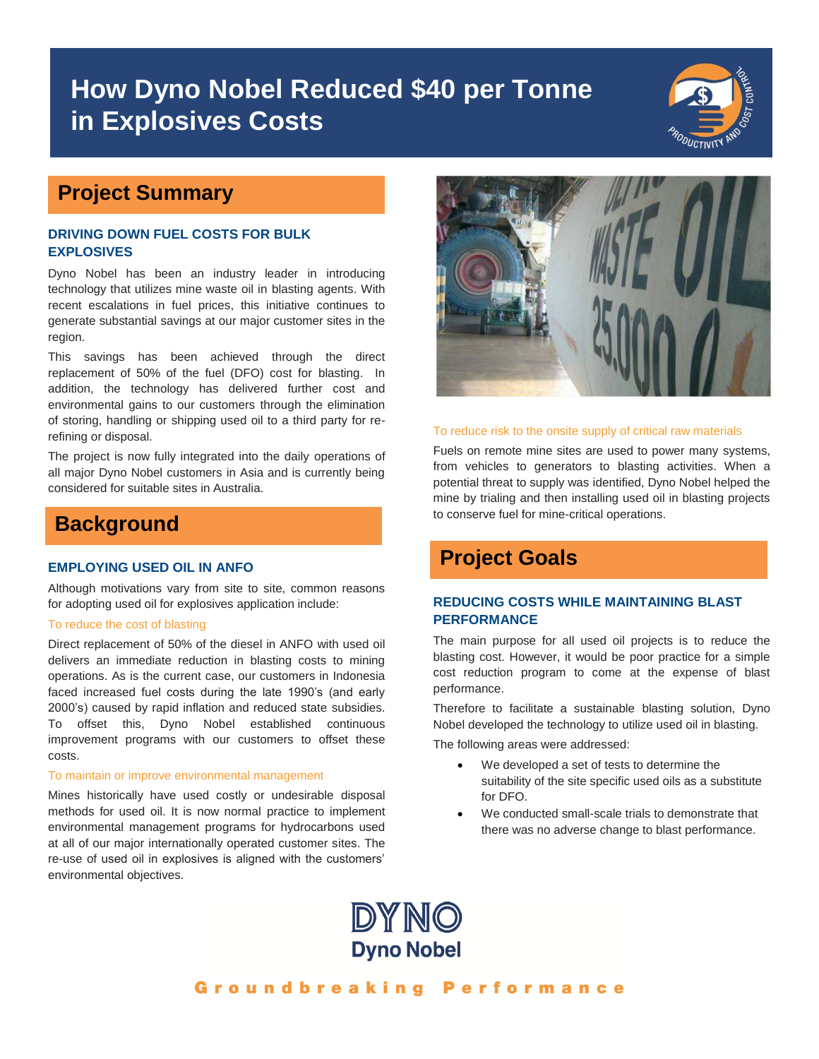# How Dyno Nobel Reduced $40 per Tonne in Explosives Costs

## Project Summary

### DRIVING DOWN FUEL COSTS FOR BULK EXPLOSIVES

Dyno Nobel has been an industry leader in introducing technology that utilizes mine waste oil in blasting agents. With recent escalations in fuel prices, this initiative continues to generate substantial savings at our major customer sites in the region.

This savings has been achieved through the direct replacement of 50% of the fuel (DFO) cost for blasting. In addition, the technology has delivered further cost and environmental gains to our customers through the elimination of storing, handling or shipping used oil to a third party for re-refining or disposal.

The project is now fully integrated into the daily operations of all major Dyno Nobel customers in Asia and is currently being considered for suitable sites in Australia.

## Background

### EMPLOYING USED OIL IN ANFO

Although motivations vary from site to site, common reasons for adopting used oil for explosives application include:

To reduce the cost of blasting

Direct replacement of 50% of the diesel in ANFO with used oil delivers an immediate reduction in blasting costs to mining operations. As is the current case, our customers in Indonesia faced increased fuel costs during the late 1990's (and early 2000's) caused by rapid inflation and reduced state subsidies. To offset this, Dyno Nobel established continuous improvement programs with our customers to offset these costs.

To maintain or improve environmental management

Mines historically have used costly or undesirable disposal methods for used oil. It is now normal practice to implement environmental management programs for hydrocarbons used at all of our major internationally operated customer sites. The re-use of used oil in explosives is aligned with the customers' environmental objectives.

To reduce risk to the onsite supply of critical raw materials

Fuels on remote mine sites are used to power many systems, from vehicles to generators to blasting activities. When a potential threat to supply was identified, Dyno Nobel helped the mine by trialing and then installing used oil in blasting projects to conserve fuel for mine-critical operations.

## Project Goals

### REDUCING COSTS WHILE MAINTAINING BLAST PERFORMANCE

The main purpose for all used oil projects is to reduce the blasting cost. However, it would be poor practice for a simple cost reduction program to come at the expense of blast performance.

Therefore to facilitate a sustainable blasting solution, Dyno Nobel developed the technology to utilize used oil in blasting.

The following areas were addressed:

- We developed a set of tests to determine the suitability of the site specific used oils as a substitute for DFO.
- We conducted small-scale trials to demonstrate that there was no adverse change to blast performance.

Groundbreaking Performance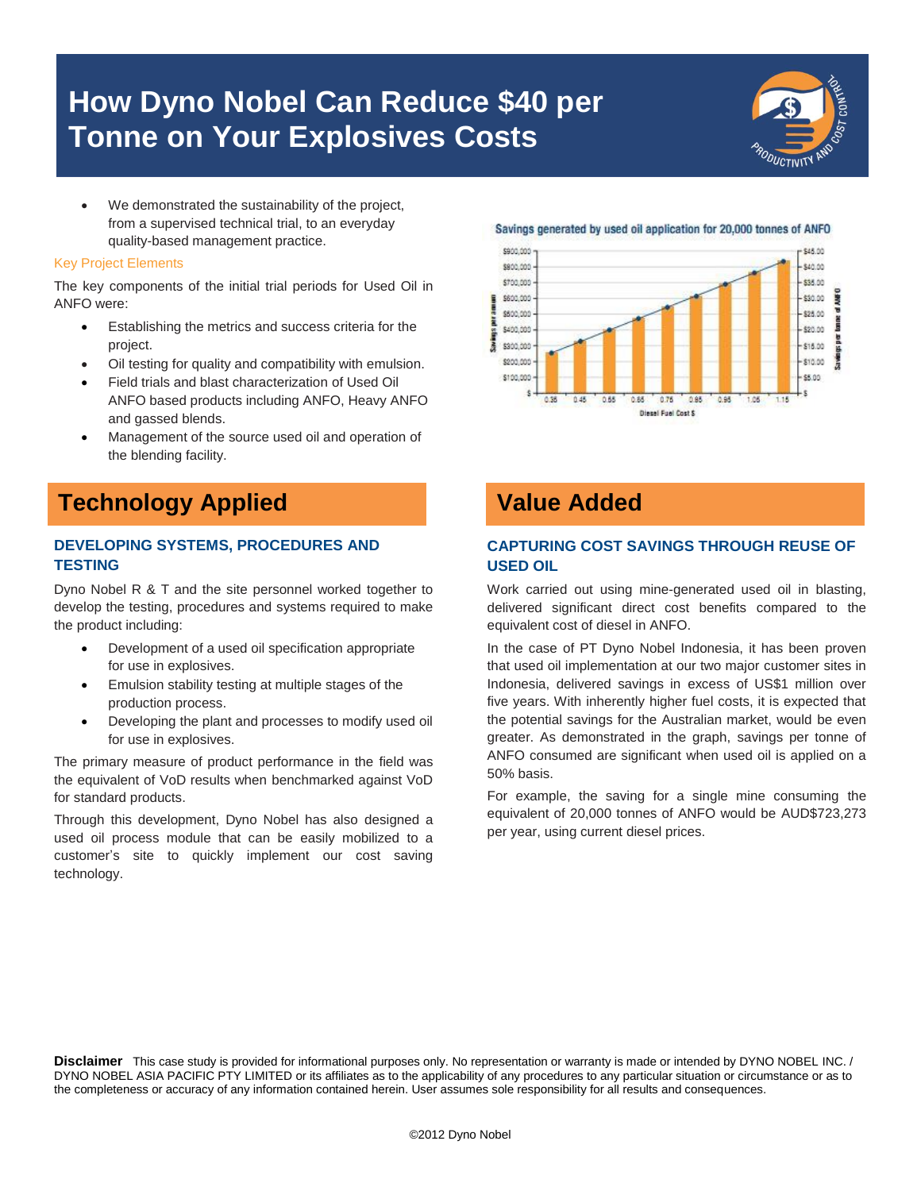# How Dyno Nobel Can Reduce $40 per Tonne on Your Explosives Costs

- We demonstrated the sustainability of the project, from a supervised technical trial, to an everyday quality-based management practice.

Key Project Elements

The key components of the initial trial periods for Used Oil in ANFO were:

- Establishing the metrics and success criteria for the project.
- Oil testing for quality and compatibility with emulsion.
- Field trials and blast characterization of Used Oil ANFO based products including ANFO, Heavy ANFO and gassed blends.
- Management of the source used oil and operation of the blending facility.

Savings generated by used oil application for 20,000 tonnes of ANFO

Savings per annum

$900,000
$800,000
$700,000
$600,000
$500,000
$400,000
$300,000
$200,000
$100,000
$

Savings per tonne of ANFO

$45.00
$40.00
$35.00
$30.00
$25.00
$20.00
$15.00
$10.00
$5.00
$

0.35 0.45 0.55 0.65 0.75 0.85 0.95 1.05 1.15

Diesel Fuel Cost $

## Technology Applied

### DEVELOPING SYSTEMS, PROCEDURES AND TESTING

Dyno Nobel R & T and the site personnel worked together to develop the testing, procedures and systems required to make the product including:

- Development of a used oil specification appropriate for use in explosives.
- Emulsion stability testing at multiple stages of the production process.
- Developing the plant and processes to modify used oil for use in explosives.

The primary measure of product performance in the field was the equivalent of VoD results when benchmarked against VoD for standard products.

Through this development, Dyno Nobel has also designed a used oil process module that can be easily mobilized to a customer's site to quickly implement our cost saving technology.

## Value Added

### CAPTURING COST SAVINGS THROUGH REUSE OF USED OIL

Work carried out using mine-generated used oil in blasting, delivered significant direct cost benefits compared to the equivalent cost of diesel in ANFO.

In the case of PT Dyno Nobel Indonesia, it has been proven that used oil implementation at our two major customer sites in Indonesia, delivered savings in excess of US$1 million over five years. With inherently higher fuel costs, it is expected that the potential savings for the Australian market, would be even greater. As demonstrated in the graph, savings per tonne of ANFO consumed are significant when used oil is applied on a 50% basis.

For example, the saving for a single mine consuming the equivalent of 20,000 tonnes of ANFO would be AUD$723,273 per year, using current diesel prices.

**Disclaimer** This case study is provided for informational purposes only. No representation or warranty is made or intended by DYNO NOBEL INC. / DYNO NOBEL ASIA PACIFIC PTY LIMITED or its affiliates as to the applicability of any procedures to any particular situation or circumstance or as to the completeness or accuracy of any information contained herein. User assumes sole responsibility for all results and consequences.

©2012 Dyno Nobel